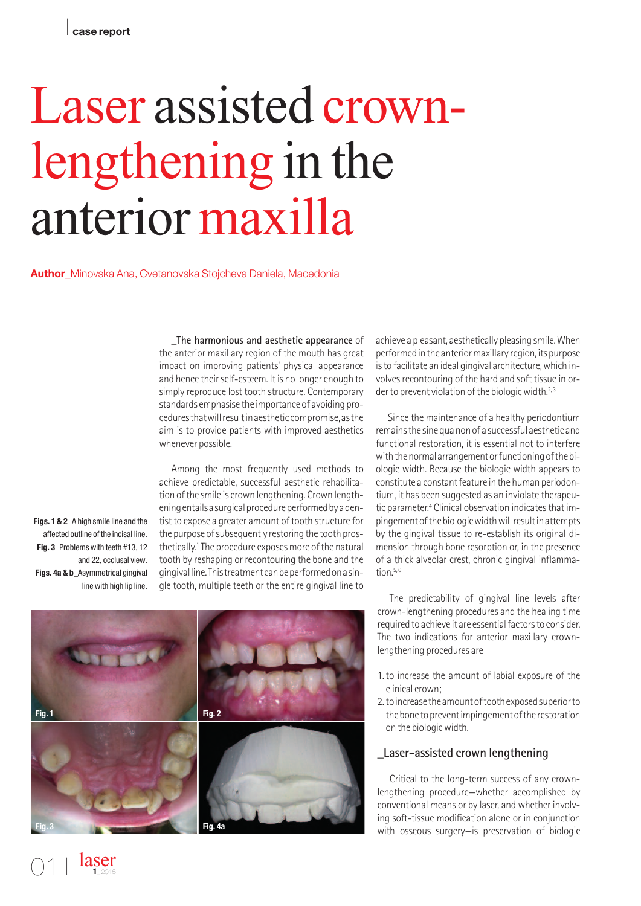case report

# Laser assisted crown-lengthening in the anterior maxilla

**Author**_Minovska Ana, Cvetanovska Stojcheva Daniela, Macedonia

_The harmonious and aesthetic appearance of the anterior maxillary region of the mouth has great impact on improving patients' physical appearance and hence their self-esteem. It is no longer enough to simply reproduce lost tooth structure. Contemporary standards emphasise the importance of avoiding procedures that will result in aesthetic compromise, as the aim is to provide patients with improved aesthetics whenever possible.

Among the most frequently used methods to achieve predictable, successful aesthetic rehabilitation of the smile is crown lengthening. Crown lengthening entails a surgical procedure performed by a dentist to expose a greater amount of tooth structure for the purpose of subsequently restoring the tooth prosthetically.[1] The procedure exposes more of the natural tooth by reshaping or recontouring the bone and the gingival line. This treatment can be performed on a single tooth, multiple teeth or the entire gingival line to achieve a pleasant, aesthetically pleasing smile. When performed in the anterior maxillary region, its purpose is to facilitate an ideal gingival architecture, which involves recontouring of the hard and soft tissue in order to prevent violation of the biologic width.[2,3]

**Figs. 1 & 2**_A high smile line and the affected outline of the incisal line.
**Fig. 3**_Problems with teeth #13, 12 and 22, occlusal view.
**Figs. 4a & b**_Asymmetrical gingival line with high lip line.

Since the maintenance of a healthy periodontium remains the sine qua non of a successful aesthetic and functional restoration, it is essential not to interfere with the normal arrangement or functioning of the biologic width. Because the biologic width appears to constitute a constant feature in the human periodontium, it has been suggested as an inviolate therapeutic parameter.[4] Clinical observation indicates that impingement of the biologic width will result in attempts by the gingival tissue to re-establish its original dimension through bone resorption or, in the presence of a thick alveolar crest, chronic gingival inflammation.[5,6]

The predictability of gingival line levels after crown-lengthening procedures and the healing time required to achieve it are essential factors to consider. The two indications for anterior maxillary crown-lengthening procedures are

1. to increase the amount of labial exposure of the clinical crown;
2. to increase the amount of tooth exposed superior to the bone to prevent impingement of the restoration on the biologic width.

Fig. 1

Fig. 2

Fig. 3

Fig. 4a

## _Laser-assisted crown lengthening

Critical to the long-term success of any crown-lengthening procedure—whether accomplished by conventional means or by laser, and whether involving soft-tissue modification alone or in conjunction with osseous surgery—is preservation of biologic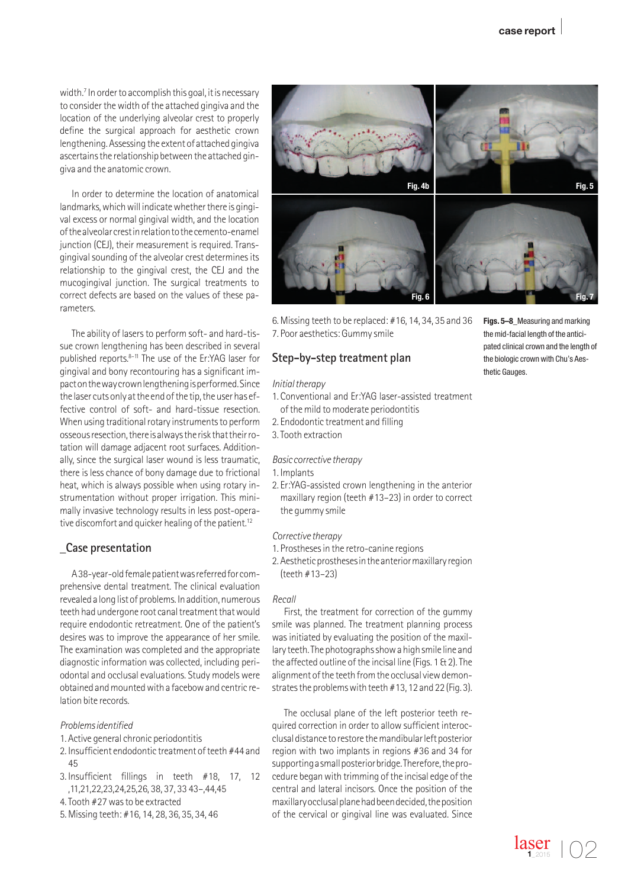width.[7] In order to accomplish this goal, it is necessary to consider the width of the attached gingiva and the location of the underlying alveolar crest to properly define the surgical approach for aesthetic crown lengthening. Assessing the extent of attached gingiva ascertains the relationship between the attached gingiva and the anatomic crown.

In order to determine the location of anatomical landmarks, which will indicate whether there is gingival excess or normal gingival width, and the location of the alveolar crest in relation to the cemento-enamel junction (CEJ), their measurement is required. Transgingival sounding of the alveolar crest determines its relationship to the gingival crest, the CEJ and the mucogingival junction. The surgical treatments to correct defects are based on the values of these parameters.

The ability of lasers to perform soft- and hard-tissue crown lengthening has been described in several published reports.[8–11] The use of the Er:YAG laser for gingival and bony recontouring has a significant impact on the way crown lengthening is performed. Since the laser cuts only at the end of the tip, the user has effective control of soft- and hard-tissue resection. When using traditional rotary instruments to perform osseous resection, there is always the risk that their rotation will damage adjacent root surfaces. Additionally, since the surgical laser wound is less traumatic, there is less chance of bony damage due to frictional heat, which is always possible when using rotary instrumentation without proper irrigation. This minimally invasive technology results in less post-operative discomfort and quicker healing of the patient.[12]

## _Case presentation

A 38-year-old female patient was referred for comprehensive dental treatment. The clinical evaluation revealed a long list of problems. In addition, numerous teeth had undergone root canal treatment that would require endodontic retreatment. One of the patient's desires was to improve the appearance of her smile. The examination was completed and the appropriate diagnostic information was collected, including periodontal and occlusal evaluations. Study models were obtained and mounted with a facebow and centric relation bite records.

*Problems identified*

1. Active general chronic periodontitis
2. Insufficient endodontic treatment of teeth #44 and 45
3. Insufficient fillings in teeth #18, 17, 12 ,11,21,22,23,24,25,26, 38, 37, 33 43–,44,45
4. Tooth #27 was to be extracted
5. Missing teeth: #16, 14, 28, 36, 35, 34, 46
6. Missing teeth to be replaced: #16, 14, 34, 35 and 36
7. Poor aesthetics: Gummy smile

Fig. 4b

Fig. 5

Fig. 6

Fig. 7

**Figs. 5–8**_Measuring and marking the mid-facial length of the anticipated clinical crown and the length of the biologic crown with Chu's Aesthetic Gauges.

## Step-by-step treatment plan

*Initial therapy*

1. Conventional and Er:YAG laser-assisted treatment of the mild to moderate periodontitis
2. Endodontic treatment and filling
3. Tooth extraction

*Basic corrective therapy*

1. Implants
2. Er:YAG-assisted crown lengthening in the anterior maxillary region (teeth #13–23) in order to correct the gummy smile

*Corrective therapy*

1. Prostheses in the retro-canine regions
2. Aesthetic prostheses in the anterior maxillary region (teeth #13–23)

*Recall*

First, the treatment for correction of the gummy smile was planned. The treatment planning process was initiated by evaluating the position of the maxillary teeth. The photographs show a high smile line and the affected outline of the incisal line (Figs. 1 & 2). The alignment of the teeth from the occlusal view demonstrates the problems with teeth #13, 12 and 22 (Fig. 3).

The occlusal plane of the left posterior teeth required correction in order to allow sufficient interocclusal distance to restore the mandibular left posterior region with two implants in regions #36 and 34 for supporting a small posterior bridge. Therefore, the procedure began with trimming of the incisal edge of the central and lateral incisors. Once the position of the maxillary occlusal plane had been decided, the position of the cervical or gingival line was evaluated. Since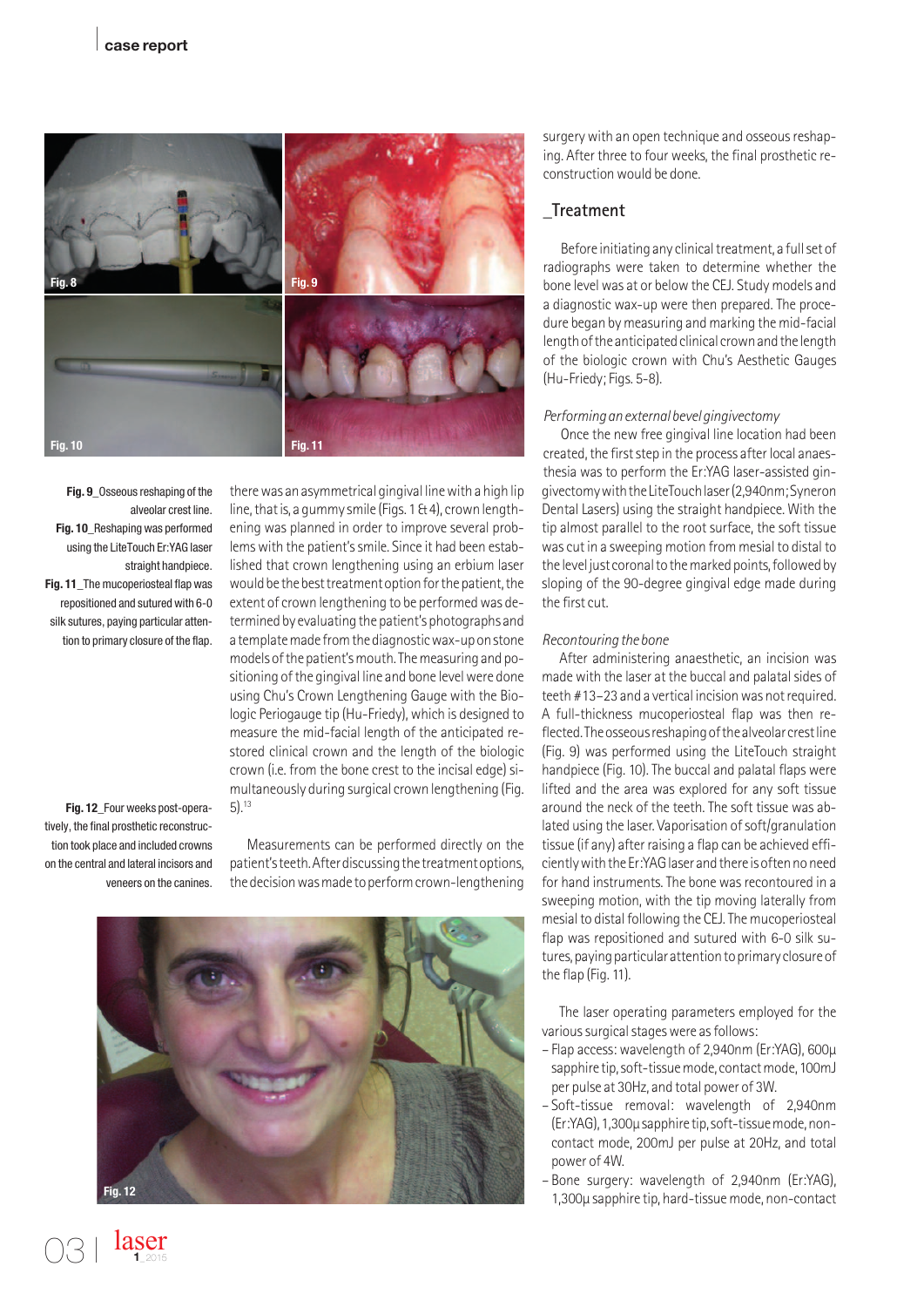Fig. 9_Osseous reshaping of the alveolar crest line.

Fig. 10_Reshaping was performed using the LiteTouch Er:YAG laser straight handpiece.

Fig. 11_The mucoperiosteal flap was repositioned and sutured with 6-0 silk sutures, paying particular attention to primary closure of the flap.

Fig. 12_Four weeks post-operatively, the final prosthetic reconstruction took place and included crowns on the central and lateral incisors and veneers on the canines.

there was an asymmetrical gingival line with a high lip line, that is, a gummy smile (Figs. 1 & 4), crown lengthening was planned in order to improve several problems with the patient's smile. Since it had been established that crown lengthening using an erbium laser would be the best treatment option for the patient, the extent of crown lengthening to be performed was determined by evaluating the patient's photographs and a template made from the diagnostic wax-up on stone models of the patient's mouth. The measuring and positioning of the gingival line and bone level were done using Chu's Crown Lengthening Gauge with the Biologic Periogauge tip (Hu-Friedy), which is designed to measure the mid-facial length of the anticipated restored clinical crown and the length of the biologic crown (i.e. from the bone crest to the incisal edge) simultaneously during surgical crown lengthening (Fig. 5).[13]

Measurements can be performed directly on the patient's teeth. After discussing the treatment options, the decision was made to perform crown-lengthening surgery with an open technique and osseous reshaping. After three to four weeks, the final prosthetic reconstruction would be done.

## _Treatment

Before initiating any clinical treatment, a full set of radiographs were taken to determine whether the bone level was at or below the CEJ. Study models and a diagnostic wax-up were then prepared. The procedure began by measuring and marking the mid-facial length of the anticipated clinical crown and the length of the biologic crown with Chu's Aesthetic Gauges (Hu-Friedy; Figs. 5-8).

### *Performing an external bevel gingivectomy*

Once the new free gingival line location had been created, the first step in the process after local anaesthesia was to perform the Er:YAG laser-assisted gingivectomy with the LiteTouch laser (2,940nm; Syneron Dental Lasers) using the straight handpiece. With the tip almost parallel to the root surface, the soft tissue was cut in a sweeping motion from mesial to distal to the level just coronal to the marked points, followed by sloping of the 90-degree gingival edge made during the first cut.

### *Recontouring the bone*

After administering anaesthetic, an incision was made with the laser at the buccal and palatal sides of teeth #13–23 and a vertical incision was not required. A full-thickness mucoperiosteal flap was then reflected. The osseous reshaping of the alveolar crest line (Fig. 9) was performed using the LiteTouch straight handpiece (Fig. 10). The buccal and palatal flaps were lifted and the area was explored for any soft tissue around the neck of the teeth. The soft tissue was ablated using the laser. Vaporisation of soft/granulation tissue (if any) after raising a flap can be achieved efficiently with the Er:YAG laser and there is often no need for hand instruments. The bone was recontoured in a sweeping motion, with the tip moving laterally from mesial to distal following the CEJ. The mucoperiosteal flap was repositioned and sutured with 6-0 silk sutures, paying particular attention to primary closure of the flap (Fig. 11).

The laser operating parameters employed for the various surgical stages were as follows:

- Flap access: wavelength of 2,940nm (Er:YAG), 600µ sapphire tip, soft-tissue mode, contact mode, 100mJ per pulse at 30Hz, and total power of 3W.
- Soft-tissue removal: wavelength of 2,940nm (Er:YAG), 1,300µ sapphire tip, soft-tissue mode, non-contact mode, 200mJ per pulse at 20Hz, and total power of 4W.
- Bone surgery: wavelength of 2,940nm (Er:YAG), 1,300µ sapphire tip, hard-tissue mode, non-contact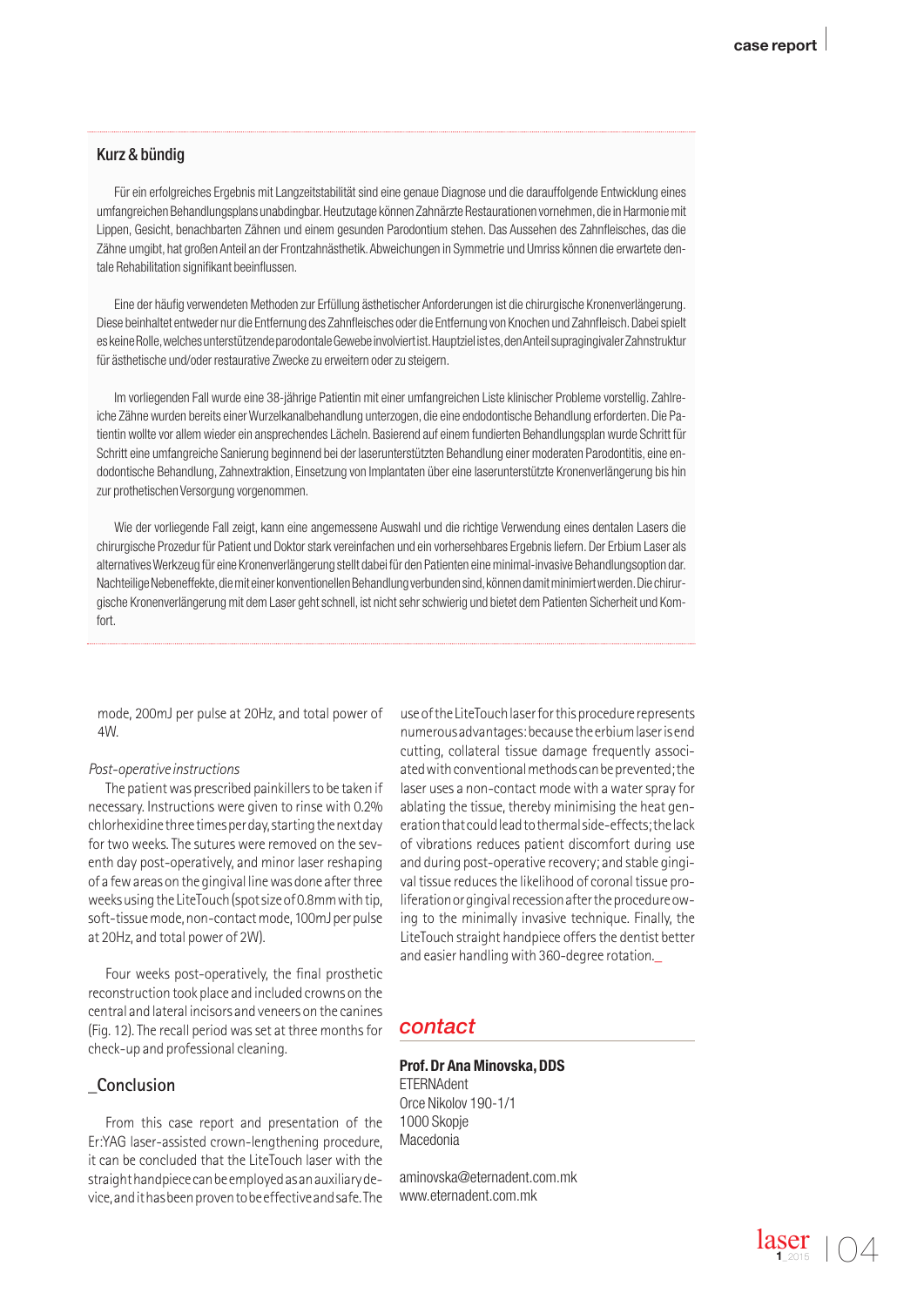## Kurz & bündig

Für ein erfolgreiches Ergebnis mit Langzeitstabilität sind eine genaue Diagnose und die darauffolgende Entwicklung eines umfangreichen Behandlungsplans unabdingbar. Heutzutage können Zahnärzte Restaurationen vornehmen, die in Harmonie mit Lippen, Gesicht, benachbarten Zähnen und einem gesunden Parodontium stehen. Das Aussehen des Zahnfleisches, das die Zähne umgibt, hat großen Anteil an der Frontzahnästhetik. Abweichungen in Symmetrie und Umriss können die erwartete dentale Rehabilitation signifikant beeinflussen.

Eine der häufig verwendeten Methoden zur Erfüllung ästhetischer Anforderungen ist die chirurgische Kronenverlängerung. Diese beinhaltet entweder nur die Entfernung des Zahnfleisches oder die Entfernung von Knochen und Zahnfleisch. Dabei spielt es keine Rolle, welches unterstützende parodontale Gewebe involviert ist. Hauptziel ist es, den Anteil supragingivaler Zahnstruktur für ästhetische und/oder restaurative Zwecke zu erweitern oder zu steigern.

Im vorliegenden Fall wurde eine 38-jährige Patientin mit einer umfangreichen Liste klinischer Probleme vorstellig. Zahlreiche Zähne wurden bereits einer Wurzelkanalbehandlung unterzogen, die eine endodontische Behandlung erforderten. Die Patientin wollte vor allem wieder ein ansprechendes Lächeln. Basierend auf einem fundierten Behandlungsplan wurde Schritt für Schritt eine umfangreiche Sanierung beginnend bei der laserunterstützten Behandlung einer moderaten Parodontitis, eine endodontische Behandlung, Zahnextraktion, Einsetzung von Implantaten über eine laserunterstützte Kronenverlängerung bis hin zur prothetischen Versorgung vorgenommen.

Wie der vorliegende Fall zeigt, kann eine angemessene Auswahl und die richtige Verwendung eines dentalen Lasers die chirurgische Prozedur für Patient und Doktor stark vereinfachen und ein vorhersehbares Ergebnis liefern. Der Erbium Laser als alternatives Werkzeug für eine Kronenverlängerung stellt dabei für den Patienten eine minimal-invasive Behandlungsoption dar. Nachteilige Nebeneffekte, die mit einer konventionellen Behandlung verbunden sind, können damit minimiert werden. Die chirurgische Kronenverlängerung mit dem Laser geht schnell, ist nicht sehr schwierig und bietet dem Patienten Sicherheit und Komfort.

---

mode, 200mJ per pulse at 20Hz, and total power of 4W.

*Post-operative instructions*

The patient was prescribed painkillers to be taken if necessary. Instructions were given to rinse with 0.2% chlorhexidine three times per day, starting the next day for two weeks. The sutures were removed on the seventh day post-operatively, and minor laser reshaping of a few areas on the gingival line was done after three weeks using the LiteTouch (spot size of 0.8mm with tip, soft-tissue mode, non-contact mode, 100mJ per pulse at 20Hz, and total power of 2W).

Four weeks post-operatively, the final prosthetic reconstruction took place and included crowns on the central and lateral incisors and veneers on the canines (Fig. 12). The recall period was set at three months for check-up and professional cleaning.

## _Conclusion

From this case report and presentation of the Er:YAG laser-assisted crown-lengthening procedure, it can be concluded that the LiteTouch laser with the straight handpiece can be employed as an auxiliary device, and it has been proven to be effective and safe. The use of the LiteTouch laser for this procedure represents numerous advantages: because the erbium laser is end cutting, collateral tissue damage frequently associated with conventional methods can be prevented; the laser uses a non-contact mode with a water spray for ablating the tissue, thereby minimising the heat generation that could lead to thermal side-effects; the lack of vibrations reduces patient discomfort during use and during post-operative recovery; and stable gingival tissue reduces the likelihood of coronal tissue proliferation or gingival recession after the procedure owing to the minimally invasive technique. Finally, the LiteTouch straight handpiece offers the dentist better and easier handling with 360-degree rotation._

## *contact*

**Prof. Dr Ana Minovska, DDS**
ETERNAdent
Orce Nikolov 190-1/1
1000 Skopje
Macedonia

aminovska@eternadent.com.mk
www.eternadent.com.mk